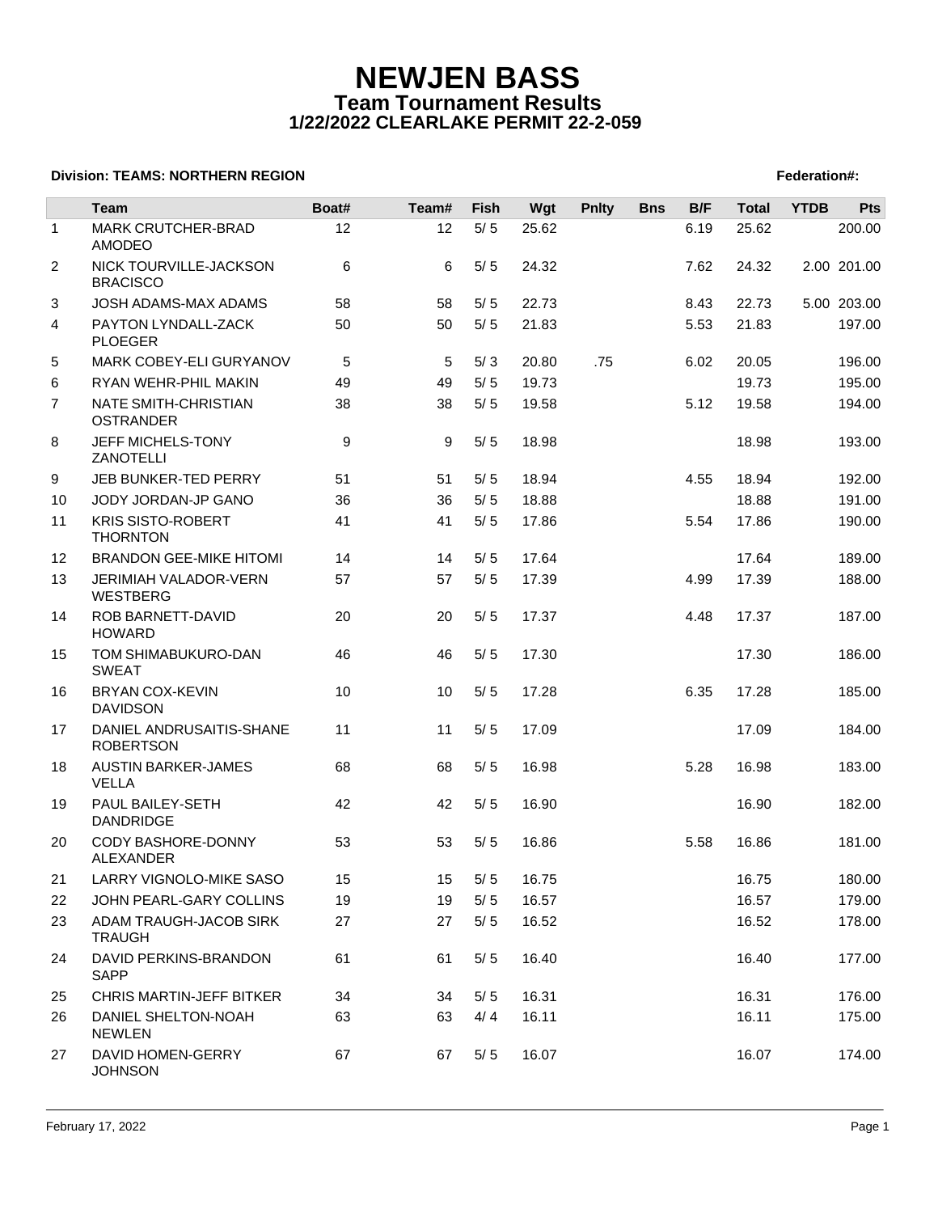# NEWJEN BASS

## Team Tournament Results

### 1/22/2022 CLEARLAKE PERMIT 22-2-059

**Division: TEAMS: NORTHERN REGION** **Federation#:**

| | Team | Boat# | Team# | Fish | Wgt | Pnlty | Bns | B/F | Total | YTDB | Pts |
|---|---|---|---|---|---|---|---|---|---|---|---|
| 1 | MARK CRUTCHER-BRAD AMODEO | 12 | 12 | 5/ 5 | 25.62 | | | 6.19 | 25.62 | | 200.00 |
| 2 | NICK TOURVILLE-JACKSON BRACISCO | 6 | 6 | 5/ 5 | 24.32 | | | 7.62 | 24.32 | 2.00 | 201.00 |
| 3 | JOSH ADAMS-MAX ADAMS | 58 | 58 | 5/ 5 | 22.73 | | | 8.43 | 22.73 | 5.00 | 203.00 |
| 4 | PAYTON LYNDALL-ZACK PLOEGER | 50 | 50 | 5/ 5 | 21.83 | | | 5.53 | 21.83 | | 197.00 |
| 5 | MARK COBEY-ELI GURYANOV | 5 | 5 | 5/ 3 | 20.80 | .75 | | 6.02 | 20.05 | | 196.00 |
| 6 | RYAN WEHR-PHIL MAKIN | 49 | 49 | 5/ 5 | 19.73 | | | | 19.73 | | 195.00 |
| 7 | NATE SMITH-CHRISTIAN OSTRANDER | 38 | 38 | 5/ 5 | 19.58 | | | 5.12 | 19.58 | | 194.00 |
| 8 | JEFF MICHELS-TONY ZANOTELLI | 9 | 9 | 5/ 5 | 18.98 | | | | 18.98 | | 193.00 |
| 9 | JEB BUNKER-TED PERRY | 51 | 51 | 5/ 5 | 18.94 | | | 4.55 | 18.94 | | 192.00 |
| 10 | JODY JORDAN-JP GANO | 36 | 36 | 5/ 5 | 18.88 | | | | 18.88 | | 191.00 |
| 11 | KRIS SISTO-ROBERT THORNTON | 41 | 41 | 5/ 5 | 17.86 | | | 5.54 | 17.86 | | 190.00 |
| 12 | BRANDON GEE-MIKE HITOMI | 14 | 14 | 5/ 5 | 17.64 | | | | 17.64 | | 189.00 |
| 13 | JERIMIAH VALADOR-VERN WESTBERG | 57 | 57 | 5/ 5 | 17.39 | | | 4.99 | 17.39 | | 188.00 |
| 14 | ROB BARNETT-DAVID HOWARD | 20 | 20 | 5/ 5 | 17.37 | | | 4.48 | 17.37 | | 187.00 |
| 15 | TOM SHIMABUKURO-DAN SWEAT | 46 | 46 | 5/ 5 | 17.30 | | | | 17.30 | | 186.00 |
| 16 | BRYAN COX-KEVIN DAVIDSON | 10 | 10 | 5/ 5 | 17.28 | | | 6.35 | 17.28 | | 185.00 |
| 17 | DANIEL ANDRUSAITIS-SHANE ROBERTSON | 11 | 11 | 5/ 5 | 17.09 | | | | 17.09 | | 184.00 |
| 18 | AUSTIN BARKER-JAMES VELLA | 68 | 68 | 5/ 5 | 16.98 | | | 5.28 | 16.98 | | 183.00 |
| 19 | PAUL BAILEY-SETH DANDRIDGE | 42 | 42 | 5/ 5 | 16.90 | | | | 16.90 | | 182.00 |
| 20 | CODY BASHORE-DONNY ALEXANDER | 53 | 53 | 5/ 5 | 16.86 | | | 5.58 | 16.86 | | 181.00 |
| 21 | LARRY VIGNOLO-MIKE SASO | 15 | 15 | 5/ 5 | 16.75 | | | | 16.75 | | 180.00 |
| 22 | JOHN PEARL-GARY COLLINS | 19 | 19 | 5/ 5 | 16.57 | | | | 16.57 | | 179.00 |
| 23 | ADAM TRAUGH-JACOB SIRK TRAUGH | 27 | 27 | 5/ 5 | 16.52 | | | | 16.52 | | 178.00 |
| 24 | DAVID PERKINS-BRANDON SAPP | 61 | 61 | 5/ 5 | 16.40 | | | | 16.40 | | 177.00 |
| 25 | CHRIS MARTIN-JEFF BITKER | 34 | 34 | 5/ 5 | 16.31 | | | | 16.31 | | 176.00 |
| 26 | DANIEL SHELTON-NOAH NEWLEN | 63 | 63 | 4/ 4 | 16.11 | | | | 16.11 | | 175.00 |
| 27 | DAVID HOMEN-GERRY JOHNSON | 67 | 67 | 5/ 5 | 16.07 | | | | 16.07 | | 174.00 |

February 17, 2022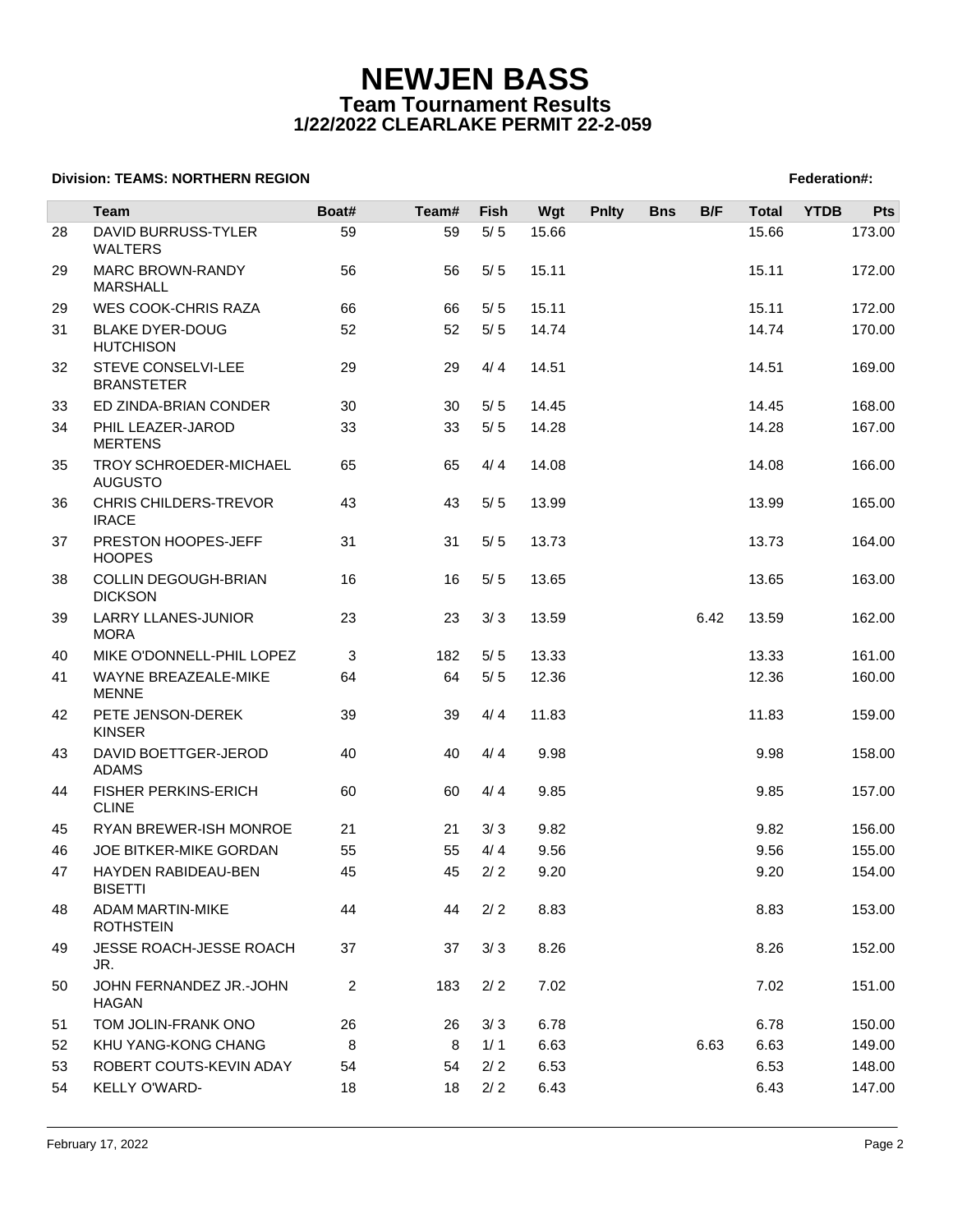# NEWJEN BASS

## Team Tournament Results

### 1/22/2022 CLEARLAKE PERMIT 22-2-059

**Division: TEAMS: NORTHERN REGION** **Federation#:**

| | Team | Boat# | Team# | Fish | Wgt | Pnlty | Bns | B/F | Total | YTDB | Pts |
|---|---|---|---|---|---|---|---|---|---|---|---|
| 28 | DAVID BURRUSS-TYLER WALTERS | 59 | 59 | 5/ 5 | 15.66 | | | | 15.66 | | 173.00 |
| 29 | MARC BROWN-RANDY MARSHALL | 56 | 56 | 5/ 5 | 15.11 | | | | 15.11 | | 172.00 |
| 29 | WES COOK-CHRIS RAZA | 66 | 66 | 5/ 5 | 15.11 | | | | 15.11 | | 172.00 |
| 31 | BLAKE DYER-DOUG HUTCHISON | 52 | 52 | 5/ 5 | 14.74 | | | | 14.74 | | 170.00 |
| 32 | STEVE CONSELVI-LEE BRANSTETER | 29 | 29 | 4/ 4 | 14.51 | | | | 14.51 | | 169.00 |
| 33 | ED ZINDA-BRIAN CONDER | 30 | 30 | 5/ 5 | 14.45 | | | | 14.45 | | 168.00 |
| 34 | PHIL LEAZER-JAROD MERTENS | 33 | 33 | 5/ 5 | 14.28 | | | | 14.28 | | 167.00 |
| 35 | TROY SCHROEDER-MICHAEL AUGUSTO | 65 | 65 | 4/ 4 | 14.08 | | | | 14.08 | | 166.00 |
| 36 | CHRIS CHILDERS-TREVOR IRACE | 43 | 43 | 5/ 5 | 13.99 | | | | 13.99 | | 165.00 |
| 37 | PRESTON HOOPES-JEFF HOOPES | 31 | 31 | 5/ 5 | 13.73 | | | | 13.73 | | 164.00 |
| 38 | COLLIN DEGOUGH-BRIAN DICKSON | 16 | 16 | 5/ 5 | 13.65 | | | | 13.65 | | 163.00 |
| 39 | LARRY LLANES-JUNIOR MORA | 23 | 23 | 3/ 3 | 13.59 | | | 6.42 | 13.59 | | 162.00 |
| 40 | MIKE O'DONNELL-PHIL LOPEZ | 3 | 182 | 5/ 5 | 13.33 | | | | 13.33 | | 161.00 |
| 41 | WAYNE BREAZEALE-MIKE MENNE | 64 | 64 | 5/ 5 | 12.36 | | | | 12.36 | | 160.00 |
| 42 | PETE JENSON-DEREK KINSER | 39 | 39 | 4/ 4 | 11.83 | | | | 11.83 | | 159.00 |
| 43 | DAVID BOETTGER-JEROD ADAMS | 40 | 40 | 4/ 4 | 9.98 | | | | 9.98 | | 158.00 |
| 44 | FISHER PERKINS-ERICH CLINE | 60 | 60 | 4/ 4 | 9.85 | | | | 9.85 | | 157.00 |
| 45 | RYAN BREWER-ISH MONROE | 21 | 21 | 3/ 3 | 9.82 | | | | 9.82 | | 156.00 |
| 46 | JOE BITKER-MIKE GORDAN | 55 | 55 | 4/ 4 | 9.56 | | | | 9.56 | | 155.00 |
| 47 | HAYDEN RABIDEAU-BEN BISETTI | 45 | 45 | 2/ 2 | 9.20 | | | | 9.20 | | 154.00 |
| 48 | ADAM MARTIN-MIKE ROTHSTEIN | 44 | 44 | 2/ 2 | 8.83 | | | | 8.83 | | 153.00 |
| 49 | JESSE ROACH-JESSE ROACH JR. | 37 | 37 | 3/ 3 | 8.26 | | | | 8.26 | | 152.00 |
| 50 | JOHN FERNANDEZ JR.-JOHN HAGAN | 2 | 183 | 2/ 2 | 7.02 | | | | 7.02 | | 151.00 |
| 51 | TOM JOLIN-FRANK ONO | 26 | 26 | 3/ 3 | 6.78 | | | | 6.78 | | 150.00 |
| 52 | KHU YANG-KONG CHANG | 8 | 8 | 1/ 1 | 6.63 | | | 6.63 | 6.63 | | 149.00 |
| 53 | ROBERT COUTS-KEVIN ADAY | 54 | 54 | 2/ 2 | 6.53 | | | | 6.53 | | 148.00 |
| 54 | KELLY O'WARD- | 18 | 18 | 2/ 2 | 6.43 | | | | 6.43 | | 147.00 |

February 17, 2022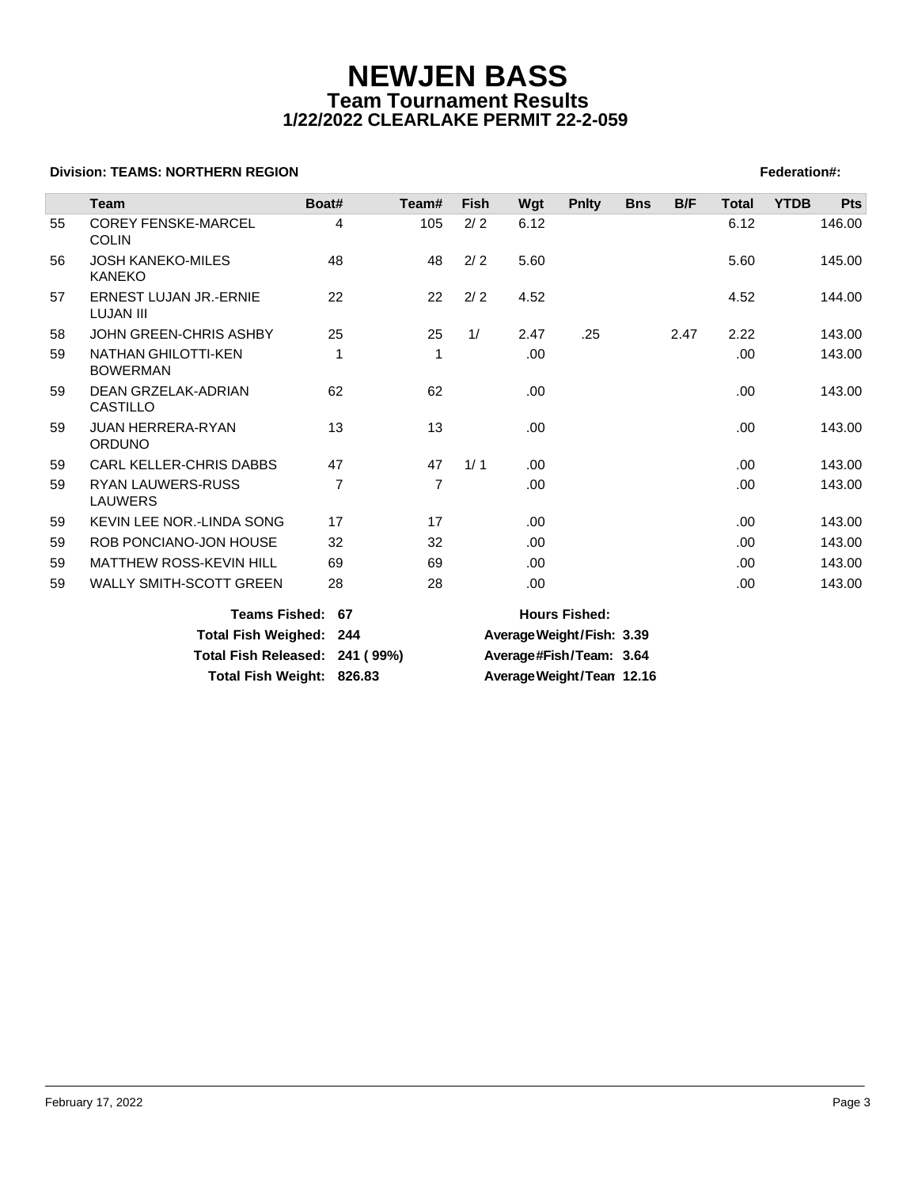# NEWJEN BASS

## Team Tournament Results

## 1/22/2022 CLEARLAKE PERMIT 22-2-059

**Division: TEAMS: NORTHERN REGION** **Federation#:**

| | Team | Boat# | Team# | Fish | Wgt | Pnlty | Bns | B/F | Total | YTDB | Pts |
|---|---|---|---|---|---|---|---|---|---|---|---|
| 55 | COREY FENSKE-MARCEL COLIN | 4 | 105 | 2/ 2 | 6.12 | | | | 6.12 | | 146.00 |
| 56 | JOSH KANEKO-MILES KANEKO | 48 | 48 | 2/ 2 | 5.60 | | | | 5.60 | | 145.00 |
| 57 | ERNEST LUJAN JR.-ERNIE LUJAN III | 22 | 22 | 2/ 2 | 4.52 | | | | 4.52 | | 144.00 |
| 58 | JOHN GREEN-CHRIS ASHBY | 25 | 25 | 1/ | 2.47 | .25 | | 2.47 | 2.22 | | 143.00 |
| 59 | NATHAN GHILOTTI-KEN BOWERMAN | 1 | 1 | | .00 | | | | .00 | | 143.00 |
| 59 | DEAN GRZELAK-ADRIAN CASTILLO | 62 | 62 | | .00 | | | | .00 | | 143.00 |
| 59 | JUAN HERRERA-RYAN ORDUNO | 13 | 13 | | .00 | | | | .00 | | 143.00 |
| 59 | CARL KELLER-CHRIS DABBS | 47 | 47 | 1/ 1 | .00 | | | | .00 | | 143.00 |
| 59 | RYAN LAUWERS-RUSS LAUWERS | 7 | 7 | | .00 | | | | .00 | | 143.00 |
| 59 | KEVIN LEE NOR.-LINDA SONG | 17 | 17 | | .00 | | | | .00 | | 143.00 |
| 59 | ROB PONCIANO-JON HOUSE | 32 | 32 | | .00 | | | | .00 | | 143.00 |
| 59 | MATTHEW ROSS-KEVIN HILL | 69 | 69 | | .00 | | | | .00 | | 143.00 |
| 59 | WALLY SMITH-SCOTT GREEN | 28 | 28 | | .00 | | | | .00 | | 143.00 |

**Teams Fished:** 67

**Total Fish Weighed:** 244

**Total Fish Released:** 241 ( 99%)

**Total Fish Weight:** 826.83

**Hours Fished:**

**Average Weight/Fish:** 3.39

**Average #Fish/Team:** 3.64

**Average Weight/Team:** 12.16